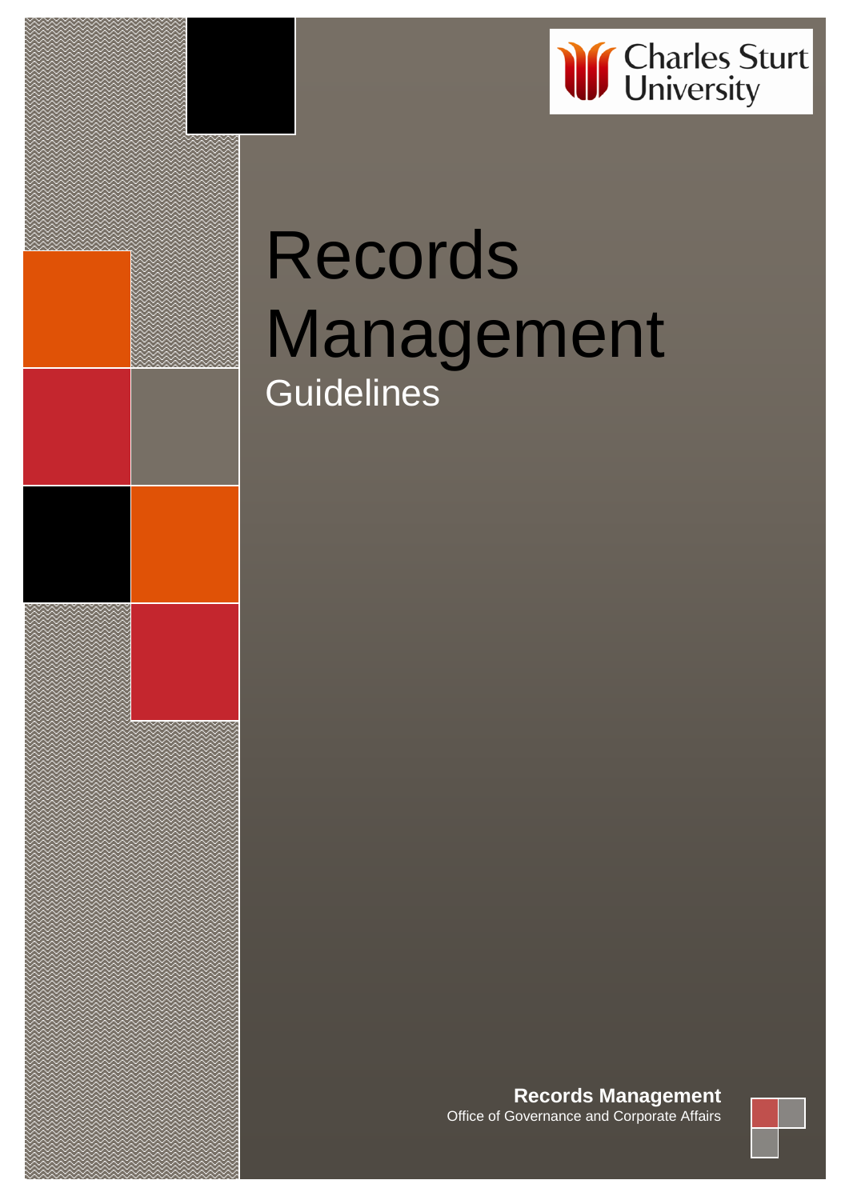Charles Sturt University

# Records Management

## Guidelines

**Records Management**
Office of Governance and Corporate Affairs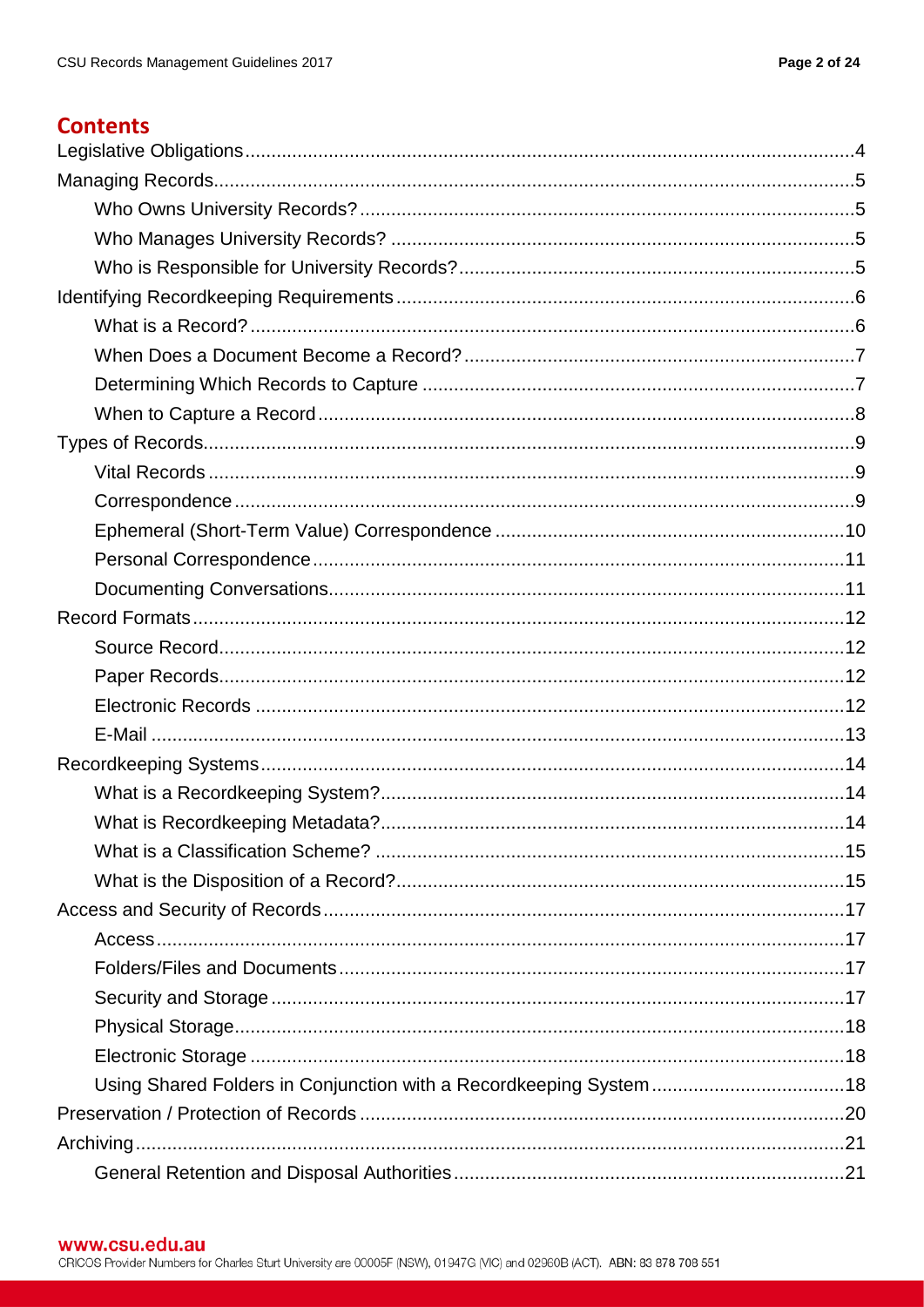## Contents

- Legislative Obligations .... 4
- Managing Records .... 5
  - Who Owns University Records? .... 5
  - Who Manages University Records? .... 5
  - Who is Responsible for University Records? .... 5
- Identifying Recordkeeping Requirements .... 6
  - What is a Record? .... 6
  - When Does a Document Become a Record? .... 7
  - Determining Which Records to Capture .... 7
  - When to Capture a Record .... 8
- Types of Records .... 9
  - Vital Records .... 9
  - Correspondence .... 9
  - Ephemeral (Short-Term Value) Correspondence .... 10
  - Personal Correspondence .... 11
  - Documenting Conversations .... 11
- Record Formats .... 12
  - Source Record .... 12
  - Paper Records .... 12
  - Electronic Records .... 12
  - E-Mail .... 13
- Recordkeeping Systems .... 14
  - What is a Recordkeeping System? .... 14
  - What is Recordkeeping Metadata? .... 14
  - What is a Classification Scheme? .... 15
  - What is the Disposition of a Record? .... 15
- Access and Security of Records .... 17
  - Access .... 17
  - Folders/Files and Documents .... 17
  - Security and Storage .... 17
  - Physical Storage .... 18
  - Electronic Storage .... 18
  - Using Shared Folders in Conjunction with a Recordkeeping System .... 18
- Preservation / Protection of Records .... 20
- Archiving .... 21
  - General Retention and Disposal Authorities .... 21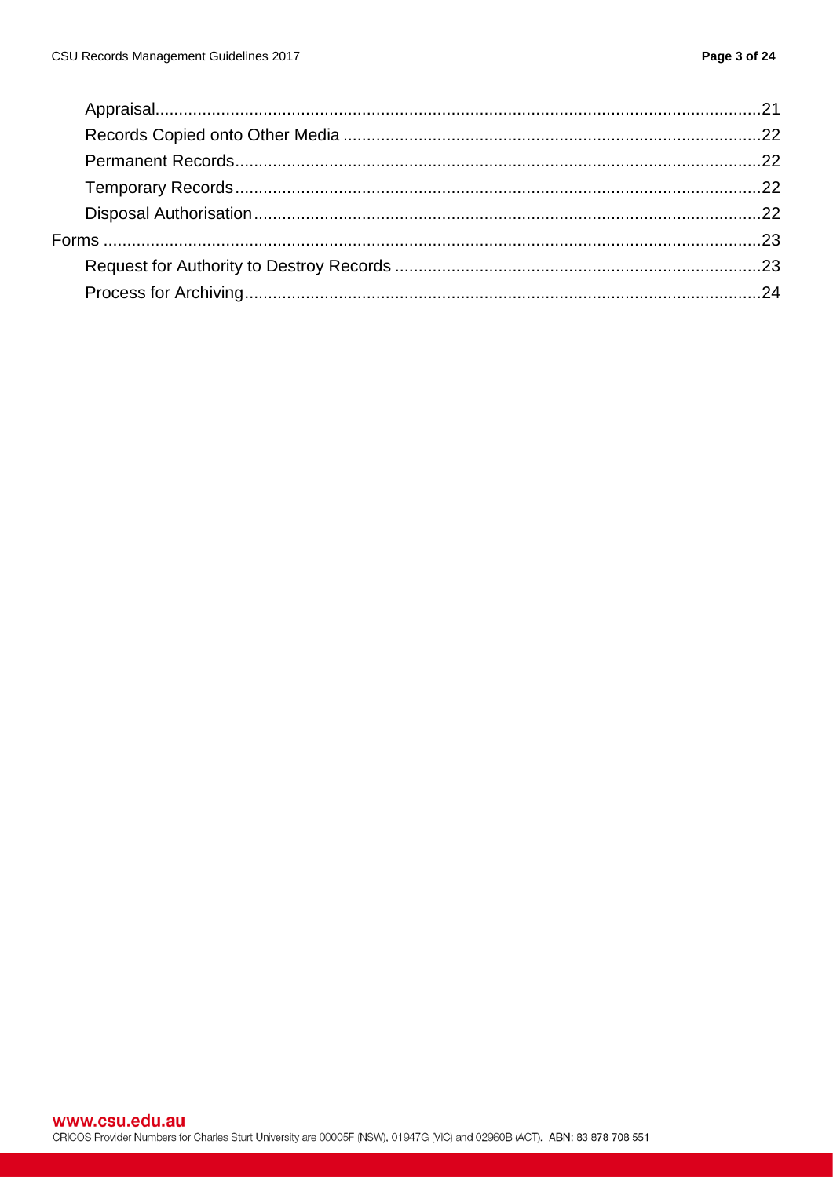Appraisal.....21
Records Copied onto Other Media.....22
Permanent Records.....22
Temporary Records.....22
Disposal Authorisation.....22

Forms.....23

Request for Authority to Destroy Records.....23
Process for Archiving.....24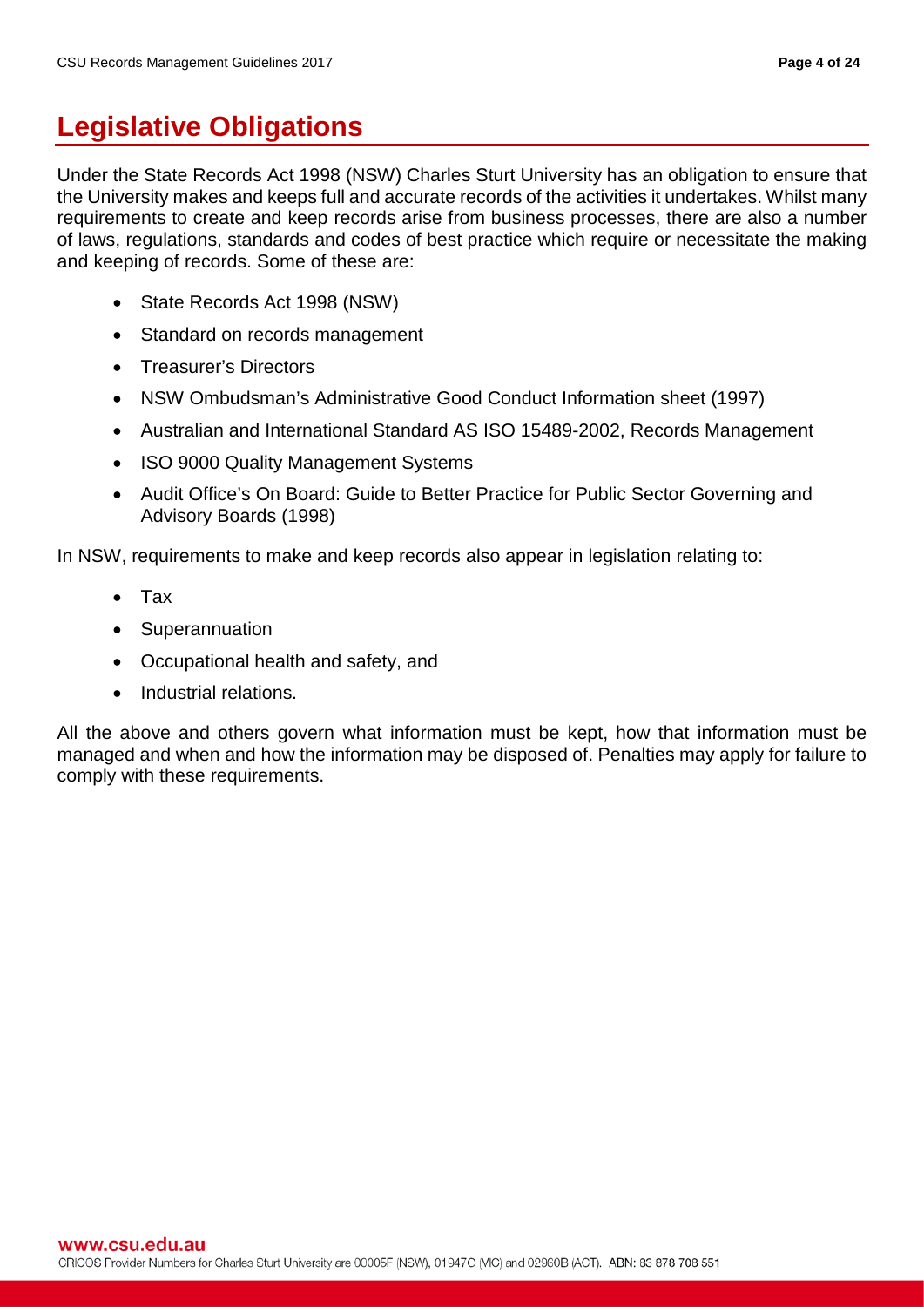# Legislative Obligations

Under the State Records Act 1998 (NSW) Charles Sturt University has an obligation to ensure that the University makes and keeps full and accurate records of the activities it undertakes. Whilst many requirements to create and keep records arise from business processes, there are also a number of laws, regulations, standards and codes of best practice which require or necessitate the making and keeping of records. Some of these are:

- State Records Act 1998 (NSW)
- Standard on records management
- Treasurer's Directors
- NSW Ombudsman's Administrative Good Conduct Information sheet (1997)
- Australian and International Standard AS ISO 15489-2002, Records Management
- ISO 9000 Quality Management Systems
- Audit Office's On Board: Guide to Better Practice for Public Sector Governing and Advisory Boards (1998)

In NSW, requirements to make and keep records also appear in legislation relating to:

- Tax
- Superannuation
- Occupational health and safety, and
- Industrial relations.

All the above and others govern what information must be kept, how that information must be managed and when and how the information may be disposed of. Penalties may apply for failure to comply with these requirements.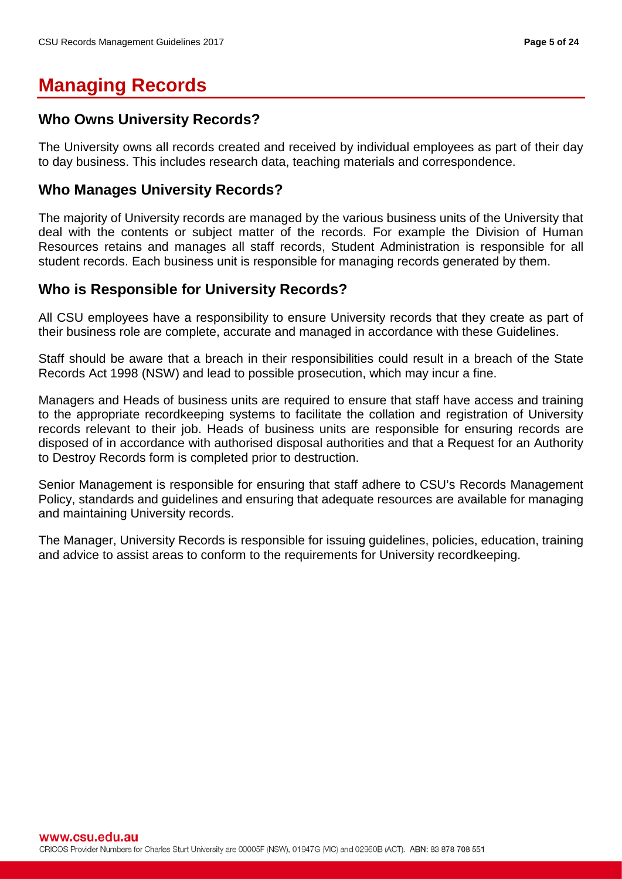# Managing Records

## Who Owns University Records?

The University owns all records created and received by individual employees as part of their day to day business. This includes research data, teaching materials and correspondence.

## Who Manages University Records?

The majority of University records are managed by the various business units of the University that deal with the contents or subject matter of the records. For example the Division of Human Resources retains and manages all staff records, Student Administration is responsible for all student records. Each business unit is responsible for managing records generated by them.

## Who is Responsible for University Records?

All CSU employees have a responsibility to ensure University records that they create as part of their business role are complete, accurate and managed in accordance with these Guidelines.

Staff should be aware that a breach in their responsibilities could result in a breach of the State Records Act 1998 (NSW) and lead to possible prosecution, which may incur a fine.

Managers and Heads of business units are required to ensure that staff have access and training to the appropriate recordkeeping systems to facilitate the collation and registration of University records relevant to their job. Heads of business units are responsible for ensuring records are disposed of in accordance with authorised disposal authorities and that a Request for an Authority to Destroy Records form is completed prior to destruction.

Senior Management is responsible for ensuring that staff adhere to CSU's Records Management Policy, standards and guidelines and ensuring that adequate resources are available for managing and maintaining University records.

The Manager, University Records is responsible for issuing guidelines, policies, education, training and advice to assist areas to conform to the requirements for University recordkeeping.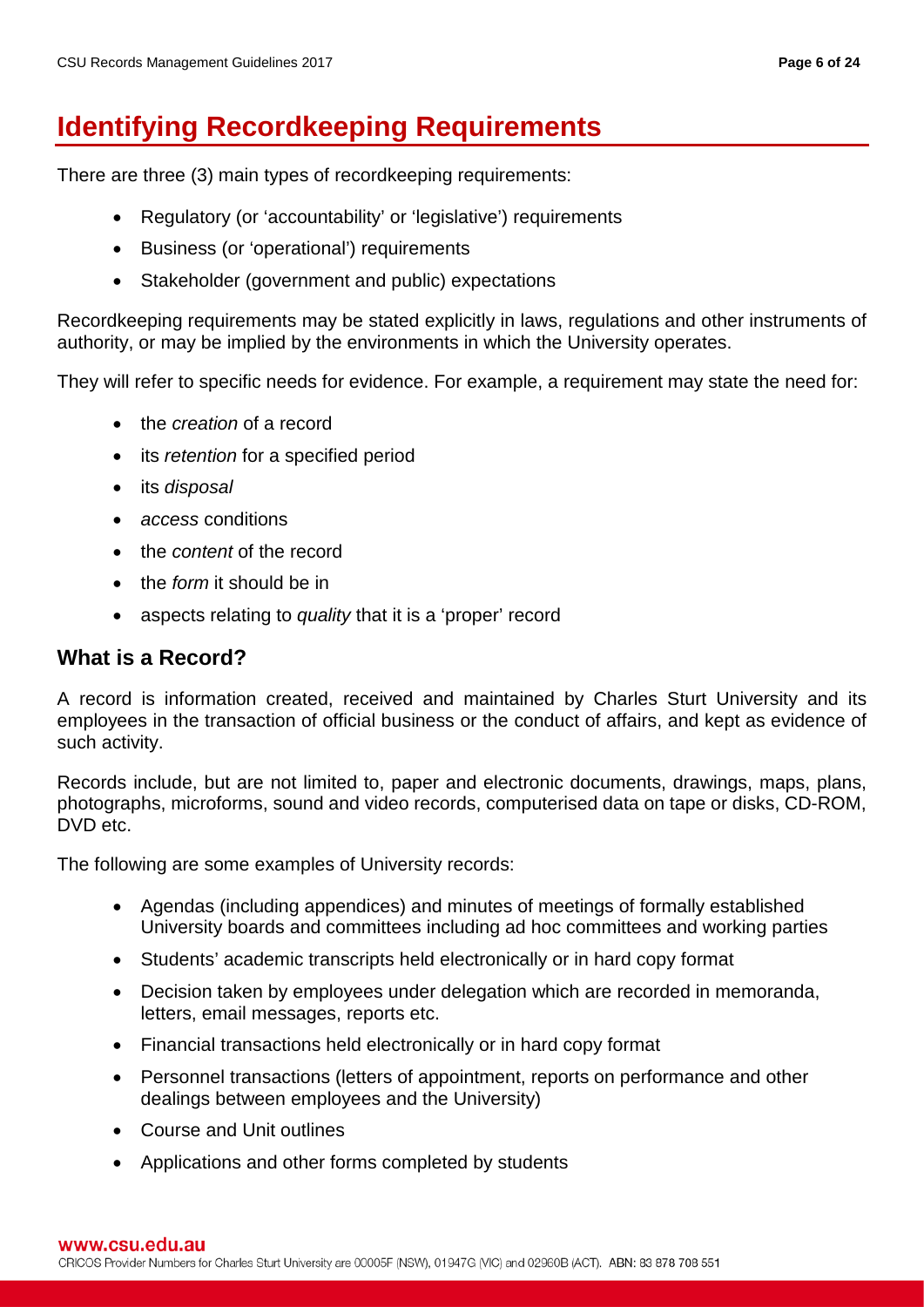# Identifying Recordkeeping Requirements

There are three (3) main types of recordkeeping requirements:

- Regulatory (or 'accountability' or 'legislative') requirements
- Business (or 'operational') requirements
- Stakeholder (government and public) expectations

Recordkeeping requirements may be stated explicitly in laws, regulations and other instruments of authority, or may be implied by the environments in which the University operates.

They will refer to specific needs for evidence. For example, a requirement may state the need for:

- the *creation* of a record
- its *retention* for a specified period
- its *disposal*
- *access* conditions
- the *content* of the record
- the *form* it should be in
- aspects relating to *quality* that it is a 'proper' record

## What is a Record?

A record is information created, received and maintained by Charles Sturt University and its employees in the transaction of official business or the conduct of affairs, and kept as evidence of such activity.

Records include, but are not limited to, paper and electronic documents, drawings, maps, plans, photographs, microforms, sound and video records, computerised data on tape or disks, CD-ROM, DVD etc.

The following are some examples of University records:

- Agendas (including appendices) and minutes of meetings of formally established University boards and committees including ad hoc committees and working parties
- Students' academic transcripts held electronically or in hard copy format
- Decision taken by employees under delegation which are recorded in memoranda, letters, email messages, reports etc.
- Financial transactions held electronically or in hard copy format
- Personnel transactions (letters of appointment, reports on performance and other dealings between employees and the University)
- Course and Unit outlines
- Applications and other forms completed by students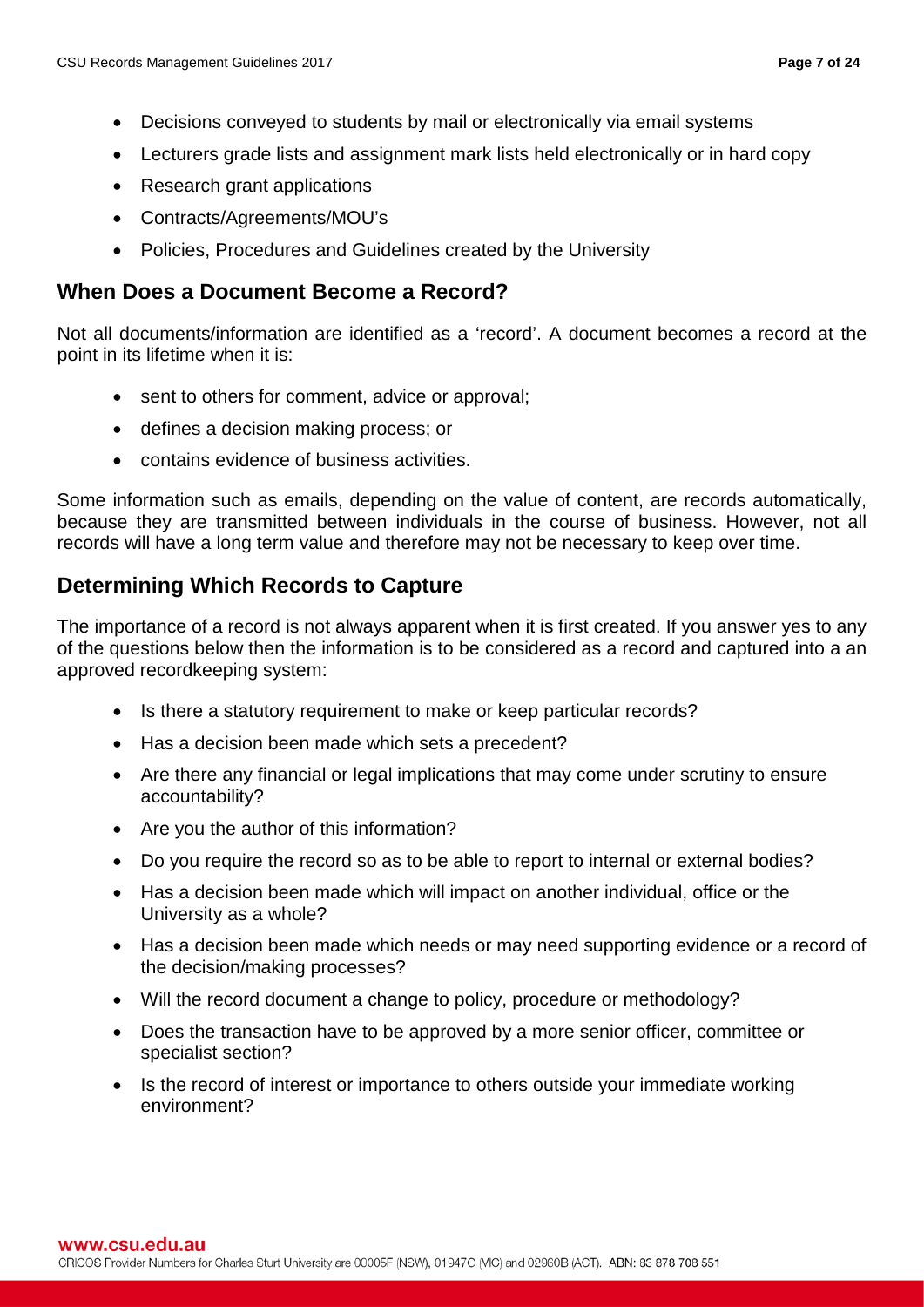- Decisions conveyed to students by mail or electronically via email systems
- Lecturers grade lists and assignment mark lists held electronically or in hard copy
- Research grant applications
- Contracts/Agreements/MOU's
- Policies, Procedures and Guidelines created by the University

## When Does a Document Become a Record?

Not all documents/information are identified as a 'record'. A document becomes a record at the point in its lifetime when it is:

- sent to others for comment, advice or approval;
- defines a decision making process; or
- contains evidence of business activities.

Some information such as emails, depending on the value of content, are records automatically, because they are transmitted between individuals in the course of business. However, not all records will have a long term value and therefore may not be necessary to keep over time.

## Determining Which Records to Capture

The importance of a record is not always apparent when it is first created. If you answer yes to any of the questions below then the information is to be considered as a record and captured into a an approved recordkeeping system:

- Is there a statutory requirement to make or keep particular records?
- Has a decision been made which sets a precedent?
- Are there any financial or legal implications that may come under scrutiny to ensure accountability?
- Are you the author of this information?
- Do you require the record so as to be able to report to internal or external bodies?
- Has a decision been made which will impact on another individual, office or the University as a whole?
- Has a decision been made which needs or may need supporting evidence or a record of the decision/making processes?
- Will the record document a change to policy, procedure or methodology?
- Does the transaction have to be approved by a more senior officer, committee or specialist section?
- Is the record of interest or importance to others outside your immediate working environment?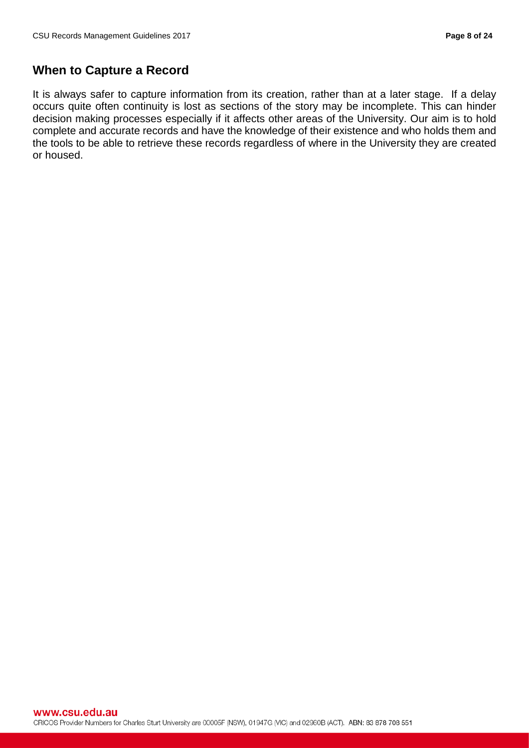## When to Capture a Record

It is always safer to capture information from its creation, rather than at a later stage. If a delay occurs quite often continuity is lost as sections of the story may be incomplete. This can hinder decision making processes especially if it affects other areas of the University. Our aim is to hold complete and accurate records and have the knowledge of their existence and who holds them and the tools to be able to retrieve these records regardless of where in the University they are created or housed.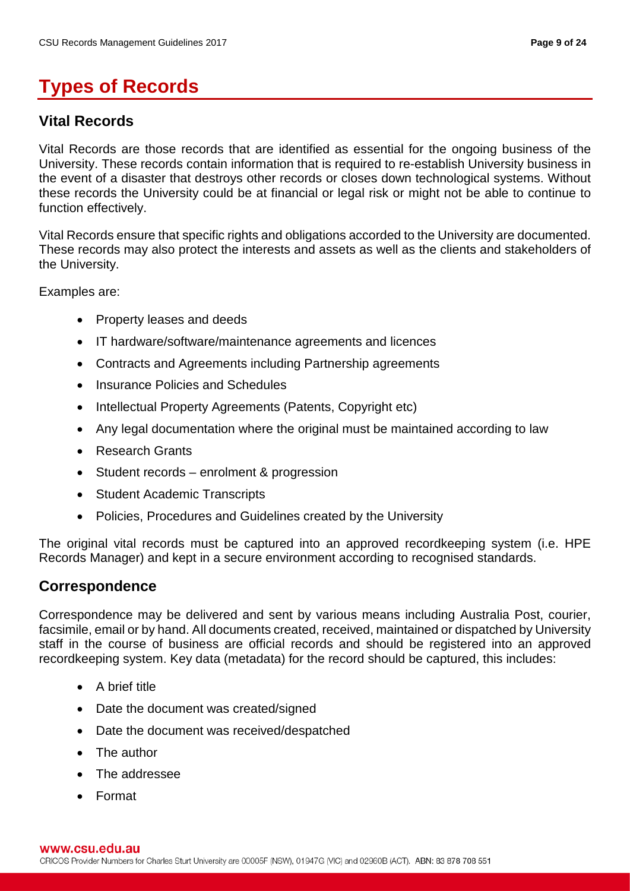# Types of Records

## Vital Records

Vital Records are those records that are identified as essential for the ongoing business of the University. These records contain information that is required to re-establish University business in the event of a disaster that destroys other records or closes down technological systems. Without these records the University could be at financial or legal risk or might not be able to continue to function effectively.

Vital Records ensure that specific rights and obligations accorded to the University are documented. These records may also protect the interests and assets as well as the clients and stakeholders of the University.

Examples are:

- Property leases and deeds
- IT hardware/software/maintenance agreements and licences
- Contracts and Agreements including Partnership agreements
- Insurance Policies and Schedules
- Intellectual Property Agreements (Patents, Copyright etc)
- Any legal documentation where the original must be maintained according to law
- Research Grants
- Student records – enrolment & progression
- Student Academic Transcripts
- Policies, Procedures and Guidelines created by the University

The original vital records must be captured into an approved recordkeeping system (i.e. HPE Records Manager) and kept in a secure environment according to recognised standards.

## Correspondence

Correspondence may be delivered and sent by various means including Australia Post, courier, facsimile, email or by hand. All documents created, received, maintained or dispatched by University staff in the course of business are official records and should be registered into an approved recordkeeping system. Key data (metadata) for the record should be captured, this includes:

- A brief title
- Date the document was created/signed
- Date the document was received/despatched
- The author
- The addressee
- Format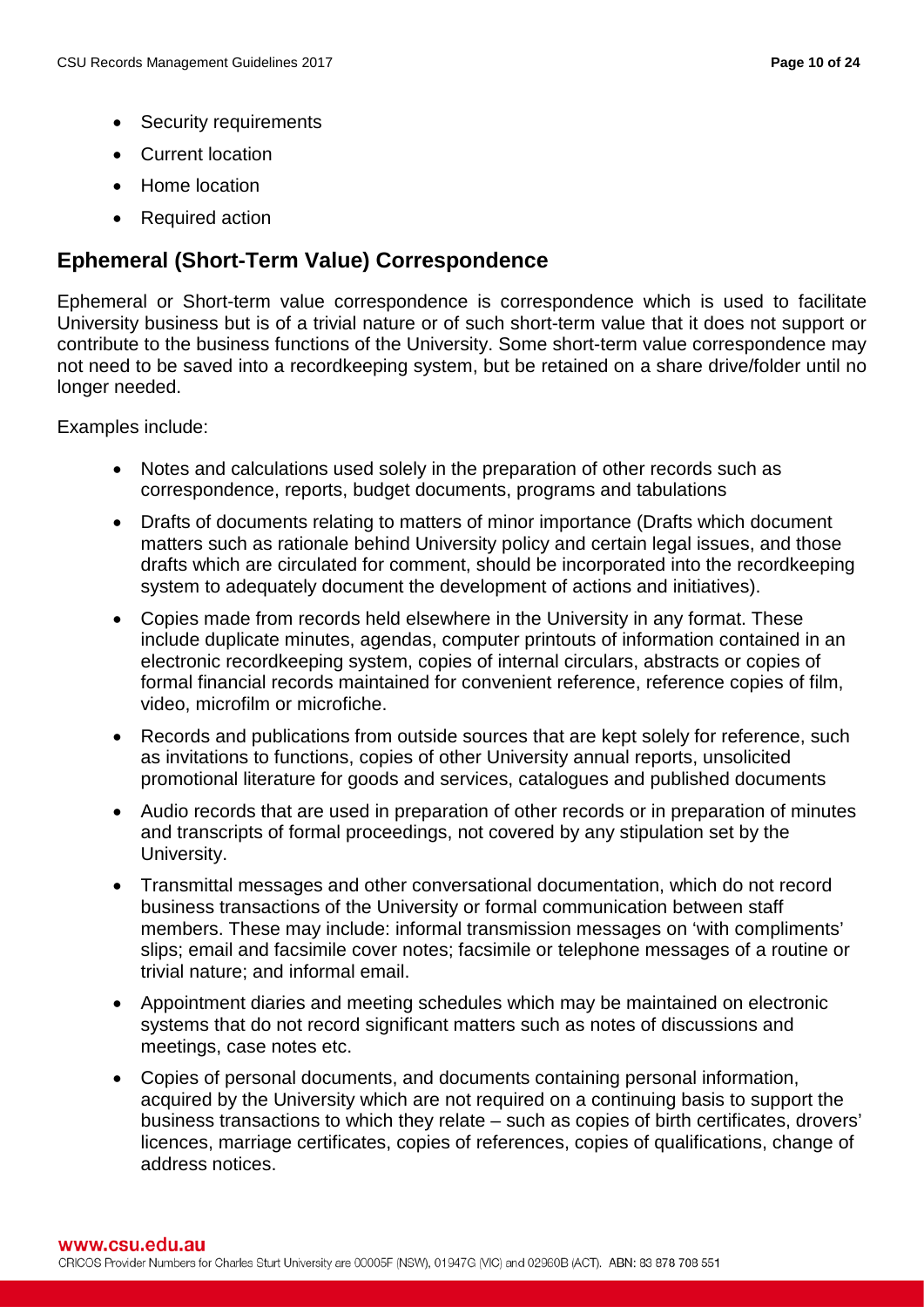- Security requirements
- Current location
- Home location
- Required action

## Ephemeral (Short-Term Value) Correspondence

Ephemeral or Short-term value correspondence is correspondence which is used to facilitate University business but is of a trivial nature or of such short-term value that it does not support or contribute to the business functions of the University. Some short-term value correspondence may not need to be saved into a recordkeeping system, but be retained on a share drive/folder until no longer needed.

Examples include:

- Notes and calculations used solely in the preparation of other records such as correspondence, reports, budget documents, programs and tabulations
- Drafts of documents relating to matters of minor importance (Drafts which document matters such as rationale behind University policy and certain legal issues, and those drafts which are circulated for comment, should be incorporated into the recordkeeping system to adequately document the development of actions and initiatives).
- Copies made from records held elsewhere in the University in any format. These include duplicate minutes, agendas, computer printouts of information contained in an electronic recordkeeping system, copies of internal circulars, abstracts or copies of formal financial records maintained for convenient reference, reference copies of film, video, microfilm or microfiche.
- Records and publications from outside sources that are kept solely for reference, such as invitations to functions, copies of other University annual reports, unsolicited promotional literature for goods and services, catalogues and published documents
- Audio records that are used in preparation of other records or in preparation of minutes and transcripts of formal proceedings, not covered by any stipulation set by the University.
- Transmittal messages and other conversational documentation, which do not record business transactions of the University or formal communication between staff members. These may include: informal transmission messages on 'with compliments' slips; email and facsimile cover notes; facsimile or telephone messages of a routine or trivial nature; and informal email.
- Appointment diaries and meeting schedules which may be maintained on electronic systems that do not record significant matters such as notes of discussions and meetings, case notes etc.
- Copies of personal documents, and documents containing personal information, acquired by the University which are not required on a continuing basis to support the business transactions to which they relate – such as copies of birth certificates, drovers' licences, marriage certificates, copies of references, copies of qualifications, change of address notices.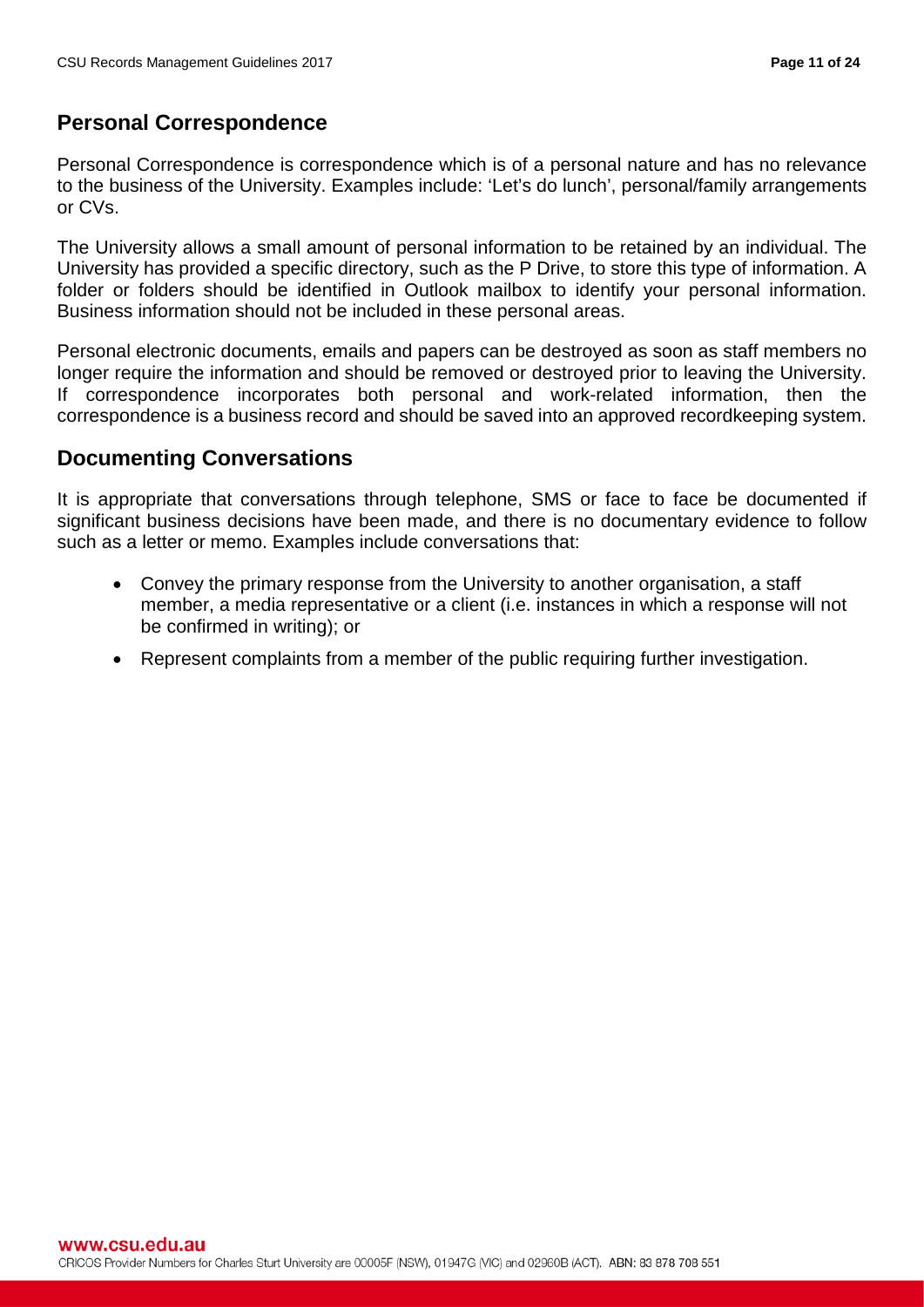## Personal Correspondence

Personal Correspondence is correspondence which is of a personal nature and has no relevance to the business of the University. Examples include: 'Let's do lunch', personal/family arrangements or CVs.

The University allows a small amount of personal information to be retained by an individual. The University has provided a specific directory, such as the P Drive, to store this type of information. A folder or folders should be identified in Outlook mailbox to identify your personal information. Business information should not be included in these personal areas.

Personal electronic documents, emails and papers can be destroyed as soon as staff members no longer require the information and should be removed or destroyed prior to leaving the University. If correspondence incorporates both personal and work-related information, then the correspondence is a business record and should be saved into an approved recordkeeping system.

## Documenting Conversations

It is appropriate that conversations through telephone, SMS or face to face be documented if significant business decisions have been made, and there is no documentary evidence to follow such as a letter or memo. Examples include conversations that:

- Convey the primary response from the University to another organisation, a staff member, a media representative or a client (i.e. instances in which a response will not be confirmed in writing); or
- Represent complaints from a member of the public requiring further investigation.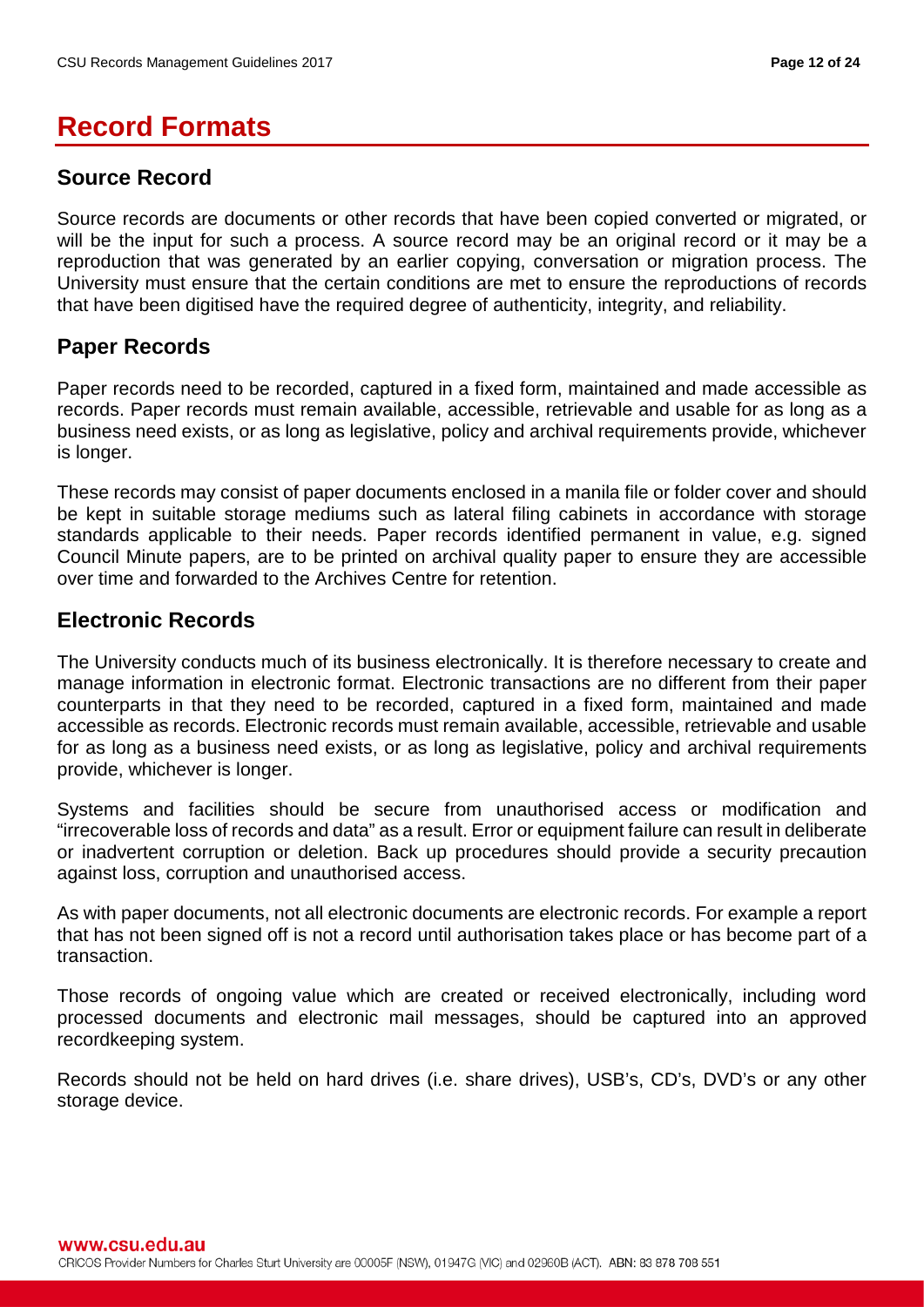# Record Formats

## Source Record

Source records are documents or other records that have been copied converted or migrated, or will be the input for such a process. A source record may be an original record or it may be a reproduction that was generated by an earlier copying, conversation or migration process. The University must ensure that the certain conditions are met to ensure the reproductions of records that have been digitised have the required degree of authenticity, integrity, and reliability.

## Paper Records

Paper records need to be recorded, captured in a fixed form, maintained and made accessible as records. Paper records must remain available, accessible, retrievable and usable for as long as a business need exists, or as long as legislative, policy and archival requirements provide, whichever is longer.

These records may consist of paper documents enclosed in a manila file or folder cover and should be kept in suitable storage mediums such as lateral filing cabinets in accordance with storage standards applicable to their needs. Paper records identified permanent in value, e.g. signed Council Minute papers, are to be printed on archival quality paper to ensure they are accessible over time and forwarded to the Archives Centre for retention.

## Electronic Records

The University conducts much of its business electronically. It is therefore necessary to create and manage information in electronic format. Electronic transactions are no different from their paper counterparts in that they need to be recorded, captured in a fixed form, maintained and made accessible as records. Electronic records must remain available, accessible, retrievable and usable for as long as a business need exists, or as long as legislative, policy and archival requirements provide, whichever is longer.

Systems and facilities should be secure from unauthorised access or modification and "irrecoverable loss of records and data" as a result. Error or equipment failure can result in deliberate or inadvertent corruption or deletion. Back up procedures should provide a security precaution against loss, corruption and unauthorised access.

As with paper documents, not all electronic documents are electronic records. For example a report that has not been signed off is not a record until authorisation takes place or has become part of a transaction.

Those records of ongoing value which are created or received electronically, including word processed documents and electronic mail messages, should be captured into an approved recordkeeping system.

Records should not be held on hard drives (i.e. share drives), USB's, CD's, DVD's or any other storage device.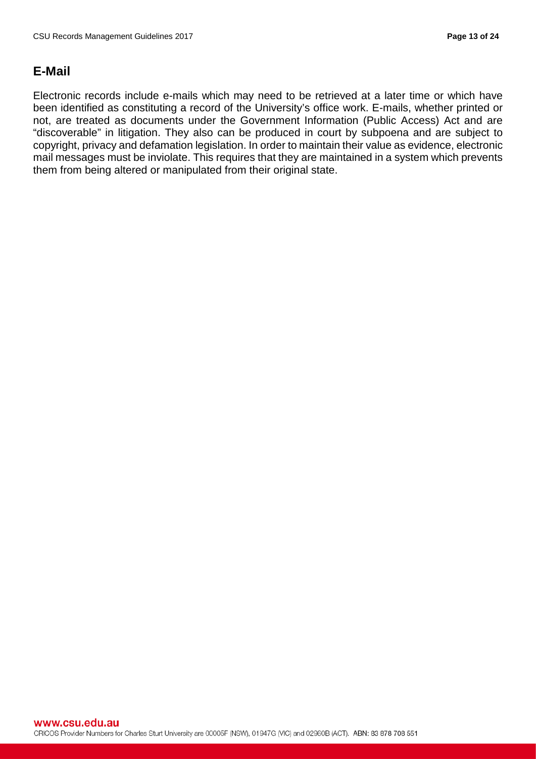## E-Mail

Electronic records include e-mails which may need to be retrieved at a later time or which have been identified as constituting a record of the University's office work. E-mails, whether printed or not, are treated as documents under the Government Information (Public Access) Act and are "discoverable" in litigation. They also can be produced in court by subpoena and are subject to copyright, privacy and defamation legislation. In order to maintain their value as evidence, electronic mail messages must be inviolate. This requires that they are maintained in a system which prevents them from being altered or manipulated from their original state.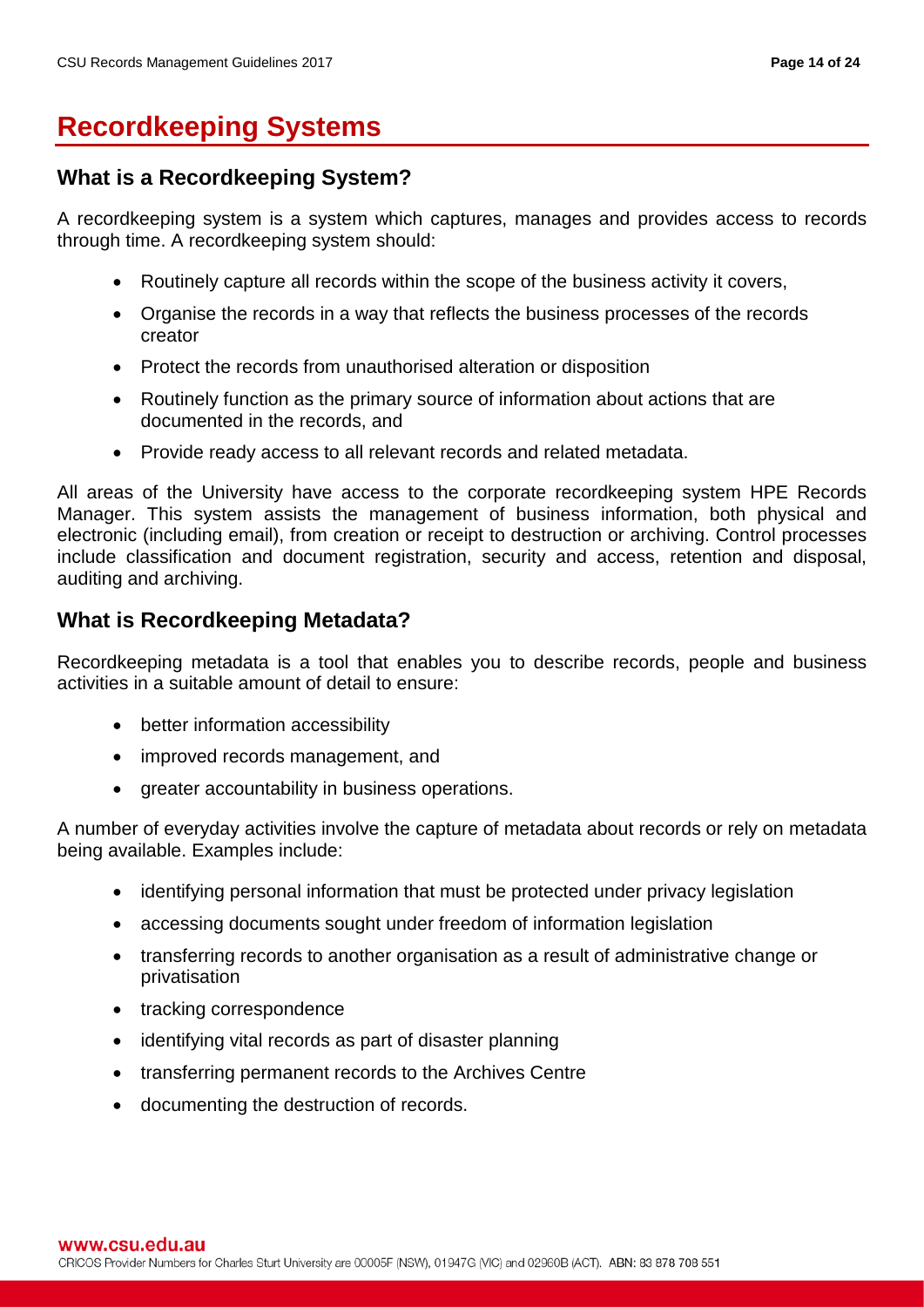# Recordkeeping Systems

## What is a Recordkeeping System?

A recordkeeping system is a system which captures, manages and provides access to records through time. A recordkeeping system should:

- Routinely capture all records within the scope of the business activity it covers,
- Organise the records in a way that reflects the business processes of the records creator
- Protect the records from unauthorised alteration or disposition
- Routinely function as the primary source of information about actions that are documented in the records, and
- Provide ready access to all relevant records and related metadata.

All areas of the University have access to the corporate recordkeeping system HPE Records Manager. This system assists the management of business information, both physical and electronic (including email), from creation or receipt to destruction or archiving. Control processes include classification and document registration, security and access, retention and disposal, auditing and archiving.

## What is Recordkeeping Metadata?

Recordkeeping metadata is a tool that enables you to describe records, people and business activities in a suitable amount of detail to ensure:

- better information accessibility
- improved records management, and
- greater accountability in business operations.

A number of everyday activities involve the capture of metadata about records or rely on metadata being available. Examples include:

- identifying personal information that must be protected under privacy legislation
- accessing documents sought under freedom of information legislation
- transferring records to another organisation as a result of administrative change or privatisation
- tracking correspondence
- identifying vital records as part of disaster planning
- transferring permanent records to the Archives Centre
- documenting the destruction of records.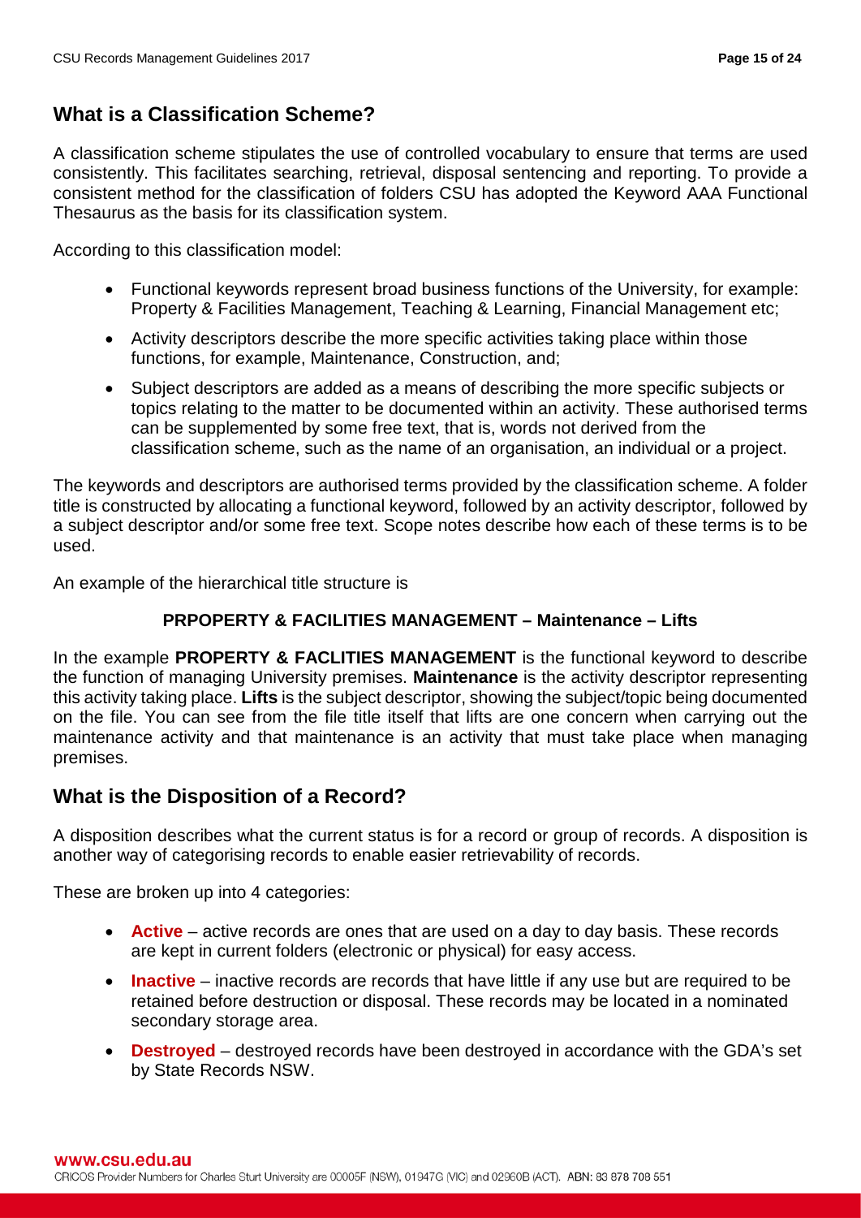## What is a Classification Scheme?

A classification scheme stipulates the use of controlled vocabulary to ensure that terms are used consistently. This facilitates searching, retrieval, disposal sentencing and reporting. To provide a consistent method for the classification of folders CSU has adopted the Keyword AAA Functional Thesaurus as the basis for its classification system.

According to this classification model:

- Functional keywords represent broad business functions of the University, for example: Property & Facilities Management, Teaching & Learning, Financial Management etc;
- Activity descriptors describe the more specific activities taking place within those functions, for example, Maintenance, Construction, and;
- Subject descriptors are added as a means of describing the more specific subjects or topics relating to the matter to be documented within an activity. These authorised terms can be supplemented by some free text, that is, words not derived from the classification scheme, such as the name of an organisation, an individual or a project.

The keywords and descriptors are authorised terms provided by the classification scheme. A folder title is constructed by allocating a functional keyword, followed by an activity descriptor, followed by a subject descriptor and/or some free text. Scope notes describe how each of these terms is to be used.

An example of the hierarchical title structure is

**PRPOPERTY & FACILITIES MANAGEMENT – Maintenance – Lifts**

In the example **PROPERTY & FACLITIES MANAGEMENT** is the functional keyword to describe the function of managing University premises. **Maintenance** is the activity descriptor representing this activity taking place. **Lifts** is the subject descriptor, showing the subject/topic being documented on the file. You can see from the file title itself that lifts are one concern when carrying out the maintenance activity and that maintenance is an activity that must take place when managing premises.

## What is the Disposition of a Record?

A disposition describes what the current status is for a record or group of records. A disposition is another way of categorising records to enable easier retrievability of records.

These are broken up into 4 categories:

- **Active** – active records are ones that are used on a day to day basis. These records are kept in current folders (electronic or physical) for easy access.
- **Inactive** – inactive records are records that have little if any use but are required to be retained before destruction or disposal. These records may be located in a nominated secondary storage area.
- **Destroyed** – destroyed records have been destroyed in accordance with the GDA's set by State Records NSW.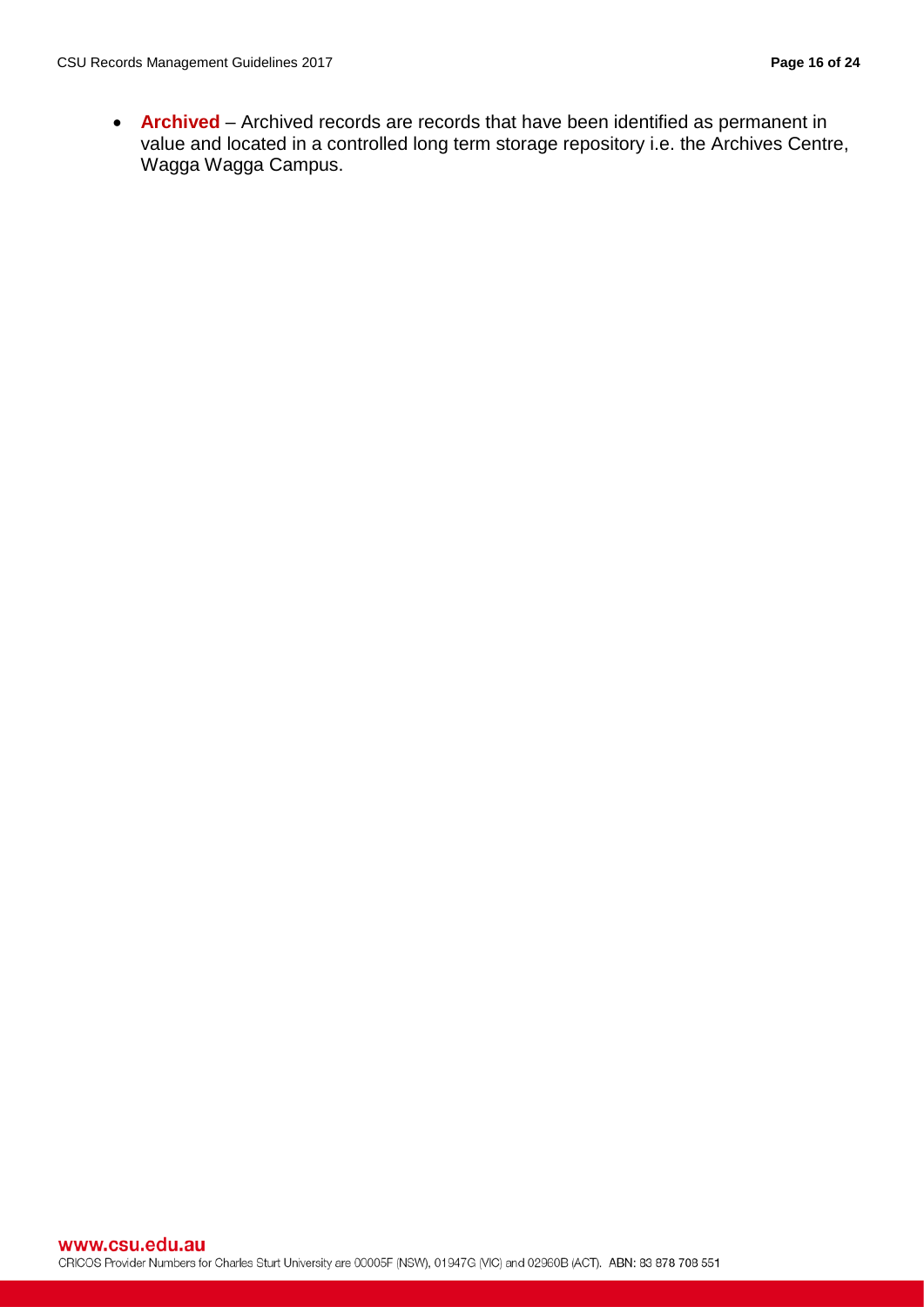- **Archived** – Archived records are records that have been identified as permanent in value and located in a controlled long term storage repository i.e. the Archives Centre, Wagga Wagga Campus.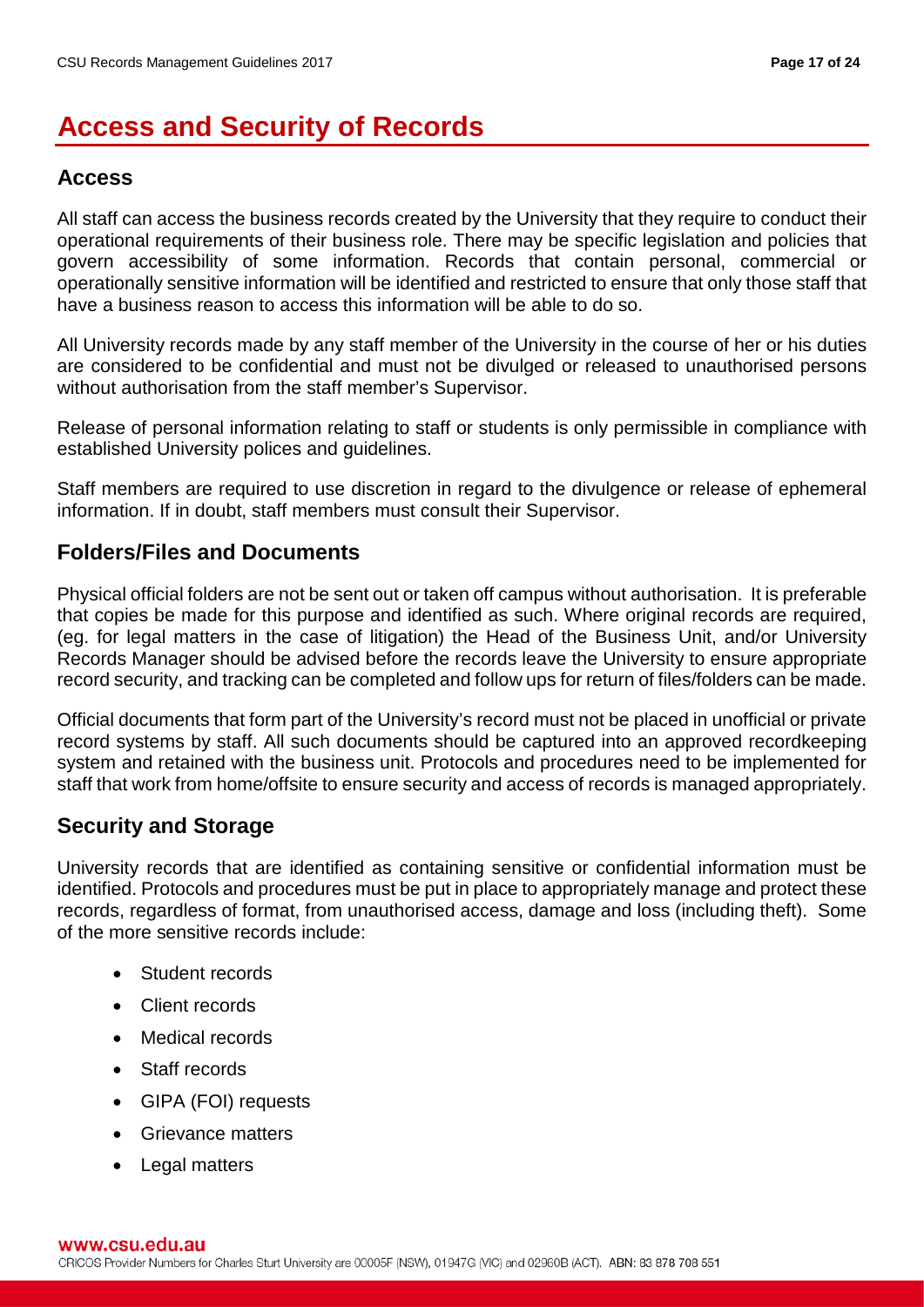# Access and Security of Records

## Access

All staff can access the business records created by the University that they require to conduct their operational requirements of their business role. There may be specific legislation and policies that govern accessibility of some information. Records that contain personal, commercial or operationally sensitive information will be identified and restricted to ensure that only those staff that have a business reason to access this information will be able to do so.

All University records made by any staff member of the University in the course of her or his duties are considered to be confidential and must not be divulged or released to unauthorised persons without authorisation from the staff member's Supervisor.

Release of personal information relating to staff or students is only permissible in compliance with established University polices and guidelines.

Staff members are required to use discretion in regard to the divulgence or release of ephemeral information. If in doubt, staff members must consult their Supervisor.

## Folders/Files and Documents

Physical official folders are not be sent out or taken off campus without authorisation. It is preferable that copies be made for this purpose and identified as such. Where original records are required, (eg. for legal matters in the case of litigation) the Head of the Business Unit, and/or University Records Manager should be advised before the records leave the University to ensure appropriate record security, and tracking can be completed and follow ups for return of files/folders can be made.

Official documents that form part of the University's record must not be placed in unofficial or private record systems by staff. All such documents should be captured into an approved recordkeeping system and retained with the business unit. Protocols and procedures need to be implemented for staff that work from home/offsite to ensure security and access of records is managed appropriately.

## Security and Storage

University records that are identified as containing sensitive or confidential information must be identified. Protocols and procedures must be put in place to appropriately manage and protect these records, regardless of format, from unauthorised access, damage and loss (including theft). Some of the more sensitive records include:

- Student records
- Client records
- Medical records
- Staff records
- GIPA (FOI) requests
- Grievance matters
- Legal matters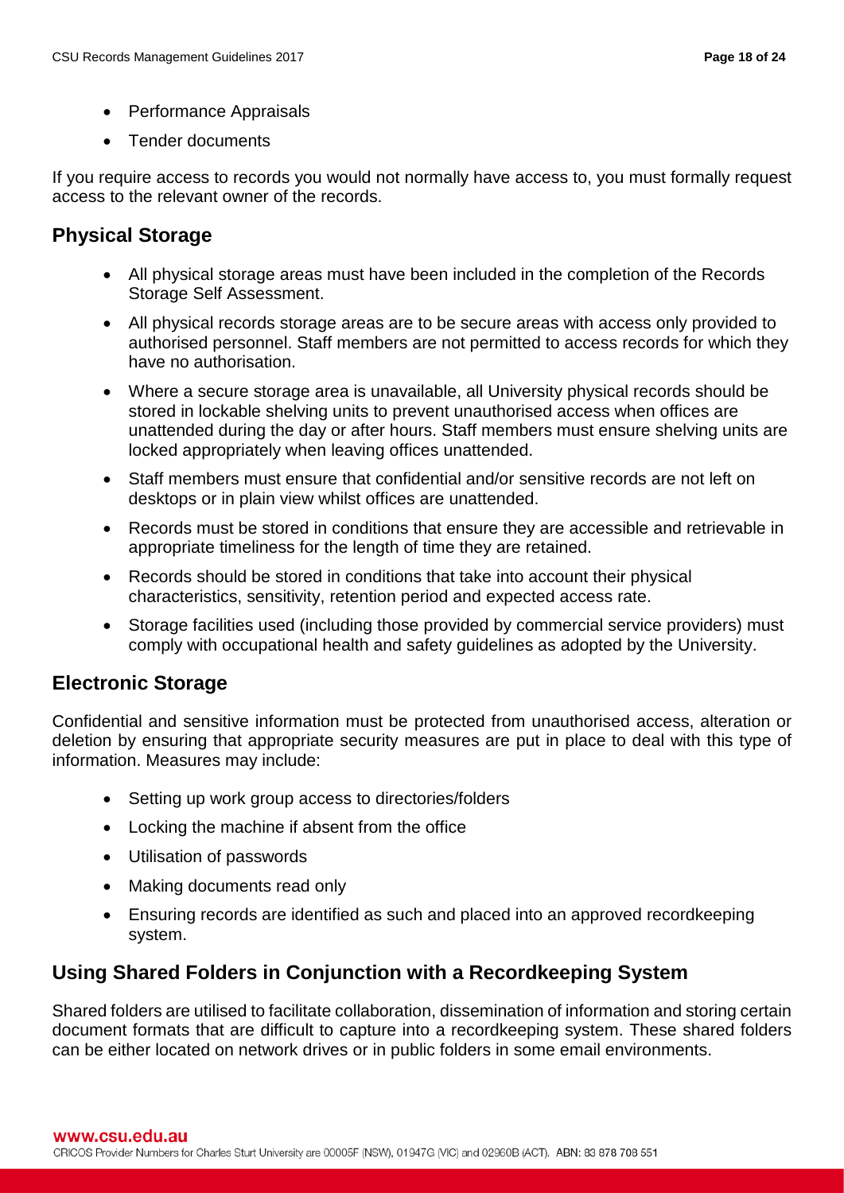- Performance Appraisals
- Tender documents

If you require access to records you would not normally have access to, you must formally request access to the relevant owner of the records.

## Physical Storage

- All physical storage areas must have been included in the completion of the Records Storage Self Assessment.
- All physical records storage areas are to be secure areas with access only provided to authorised personnel. Staff members are not permitted to access records for which they have no authorisation.
- Where a secure storage area is unavailable, all University physical records should be stored in lockable shelving units to prevent unauthorised access when offices are unattended during the day or after hours. Staff members must ensure shelving units are locked appropriately when leaving offices unattended.
- Staff members must ensure that confidential and/or sensitive records are not left on desktops or in plain view whilst offices are unattended.
- Records must be stored in conditions that ensure they are accessible and retrievable in appropriate timeliness for the length of time they are retained.
- Records should be stored in conditions that take into account their physical characteristics, sensitivity, retention period and expected access rate.
- Storage facilities used (including those provided by commercial service providers) must comply with occupational health and safety guidelines as adopted by the University.

## Electronic Storage

Confidential and sensitive information must be protected from unauthorised access, alteration or deletion by ensuring that appropriate security measures are put in place to deal with this type of information. Measures may include:

- Setting up work group access to directories/folders
- Locking the machine if absent from the office
- Utilisation of passwords
- Making documents read only
- Ensuring records are identified as such and placed into an approved recordkeeping system.

## Using Shared Folders in Conjunction with a Recordkeeping System

Shared folders are utilised to facilitate collaboration, dissemination of information and storing certain document formats that are difficult to capture into a recordkeeping system. These shared folders can be either located on network drives or in public folders in some email environments.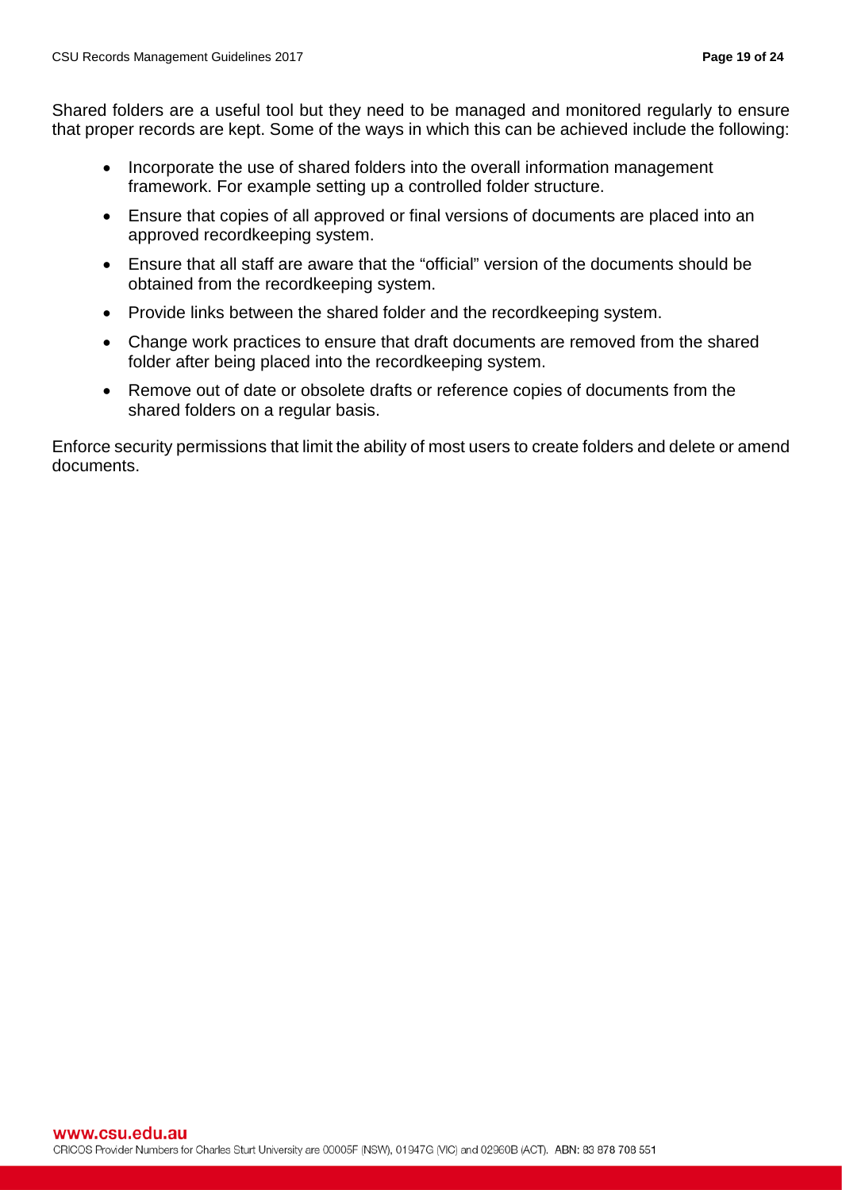Shared folders are a useful tool but they need to be managed and monitored regularly to ensure that proper records are kept. Some of the ways in which this can be achieved include the following:

- Incorporate the use of shared folders into the overall information management framework. For example setting up a controlled folder structure.
- Ensure that copies of all approved or final versions of documents are placed into an approved recordkeeping system.
- Ensure that all staff are aware that the "official" version of the documents should be obtained from the recordkeeping system.
- Provide links between the shared folder and the recordkeeping system.
- Change work practices to ensure that draft documents are removed from the shared folder after being placed into the recordkeeping system.
- Remove out of date or obsolete drafts or reference copies of documents from the shared folders on a regular basis.

Enforce security permissions that limit the ability of most users to create folders and delete or amend documents.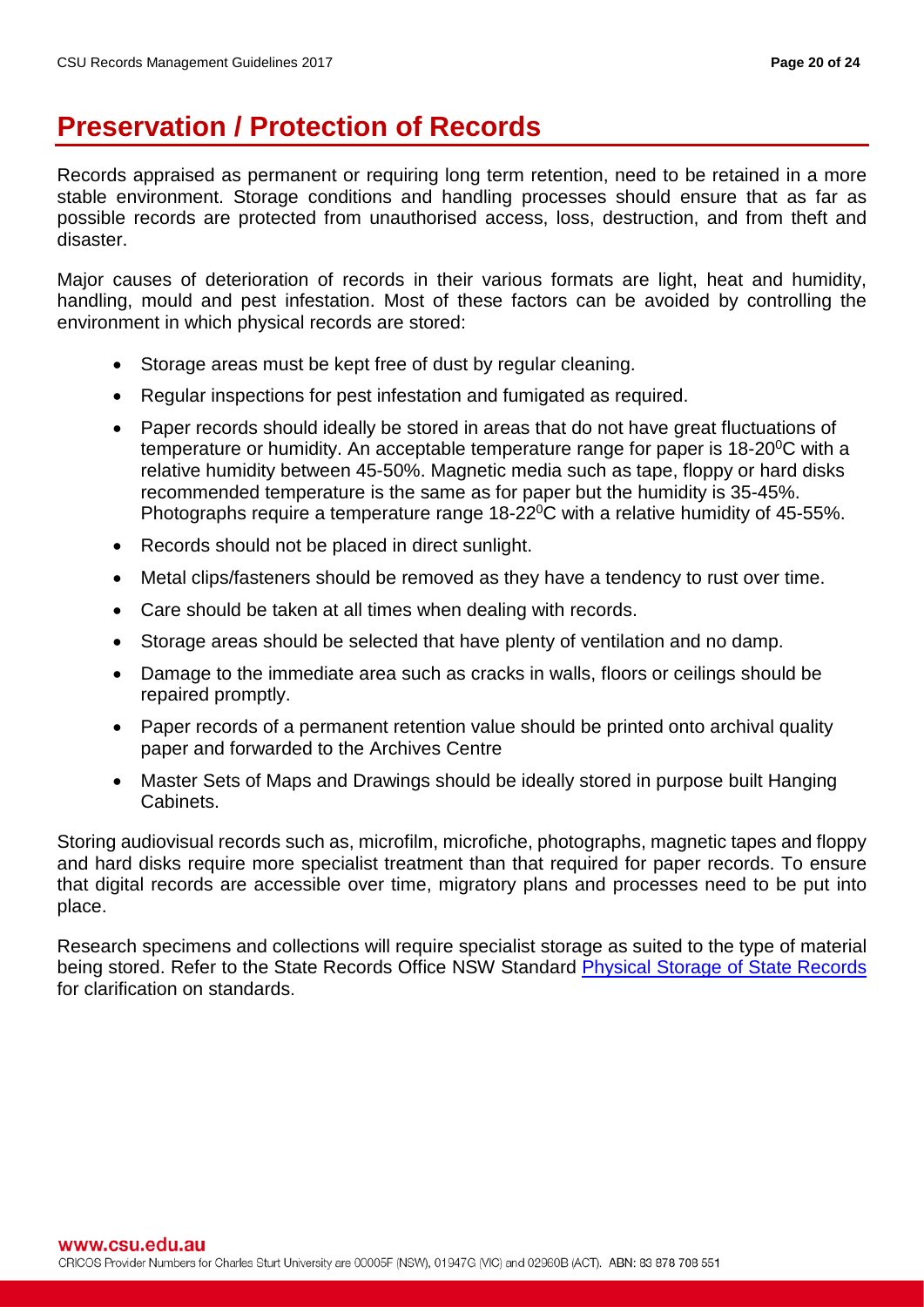# Preservation / Protection of Records

Records appraised as permanent or requiring long term retention, need to be retained in a more stable environment. Storage conditions and handling processes should ensure that as far as possible records are protected from unauthorised access, loss, destruction, and from theft and disaster.

Major causes of deterioration of records in their various formats are light, heat and humidity, handling, mould and pest infestation. Most of these factors can be avoided by controlling the environment in which physical records are stored:

- Storage areas must be kept free of dust by regular cleaning.
- Regular inspections for pest infestation and fumigated as required.
- Paper records should ideally be stored in areas that do not have great fluctuations of temperature or humidity. An acceptable temperature range for paper is 18-20$^0$C with a relative humidity between 45-50%. Magnetic media such as tape, floppy or hard disks recommended temperature is the same as for paper but the humidity is 35-45%. Photographs require a temperature range 18-22$^0$C with a relative humidity of 45-55%.
- Records should not be placed in direct sunlight.
- Metal clips/fasteners should be removed as they have a tendency to rust over time.
- Care should be taken at all times when dealing with records.
- Storage areas should be selected that have plenty of ventilation and no damp.
- Damage to the immediate area such as cracks in walls, floors or ceilings should be repaired promptly.
- Paper records of a permanent retention value should be printed onto archival quality paper and forwarded to the Archives Centre
- Master Sets of Maps and Drawings should be ideally stored in purpose built Hanging Cabinets.

Storing audiovisual records such as, microfilm, microfiche, photographs, magnetic tapes and floppy and hard disks require more specialist treatment than that required for paper records. To ensure that digital records are accessible over time, migratory plans and processes need to be put into place.

Research specimens and collections will require specialist storage as suited to the type of material being stored. Refer to the State Records Office NSW Standard Physical Storage of State Records for clarification on standards.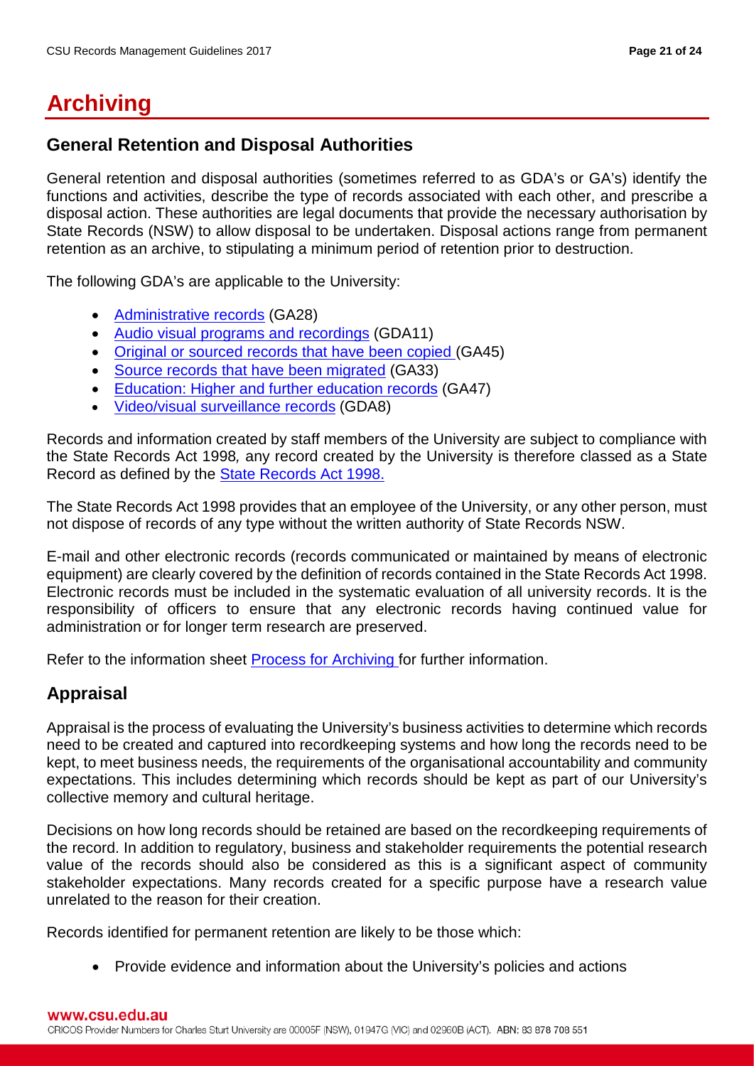# Archiving

## General Retention and Disposal Authorities

General retention and disposal authorities (sometimes referred to as GDA's or GA's) identify the functions and activities, describe the type of records associated with each other, and prescribe a disposal action. These authorities are legal documents that provide the necessary authorisation by State Records (NSW) to allow disposal to be undertaken. Disposal actions range from permanent retention as an archive, to stipulating a minimum period of retention prior to destruction.

The following GDA's are applicable to the University:

- Administrative records (GA28)
- Audio visual programs and recordings (GDA11)
- Original or sourced records that have been copied (GA45)
- Source records that have been migrated (GA33)
- Education: Higher and further education records (GA47)
- Video/visual surveillance records (GDA8)

Records and information created by staff members of the University are subject to compliance with the State Records Act 1998*,* any record created by the University is therefore classed as a State Record as defined by the State Records Act 1998.

The State Records Act 1998 provides that an employee of the University, or any other person, must not dispose of records of any type without the written authority of State Records NSW.

E-mail and other electronic records (records communicated or maintained by means of electronic equipment) are clearly covered by the definition of records contained in the State Records Act 1998. Electronic records must be included in the systematic evaluation of all university records. It is the responsibility of officers to ensure that any electronic records having continued value for administration or for longer term research are preserved.

Refer to the information sheet Process for Archiving for further information.

## Appraisal

Appraisal is the process of evaluating the University's business activities to determine which records need to be created and captured into recordkeeping systems and how long the records need to be kept, to meet business needs, the requirements of the organisational accountability and community expectations. This includes determining which records should be kept as part of our University's collective memory and cultural heritage.

Decisions on how long records should be retained are based on the recordkeeping requirements of the record. In addition to regulatory, business and stakeholder requirements the potential research value of the records should also be considered as this is a significant aspect of community stakeholder expectations. Many records created for a specific purpose have a research value unrelated to the reason for their creation.

Records identified for permanent retention are likely to be those which:

- Provide evidence and information about the University's policies and actions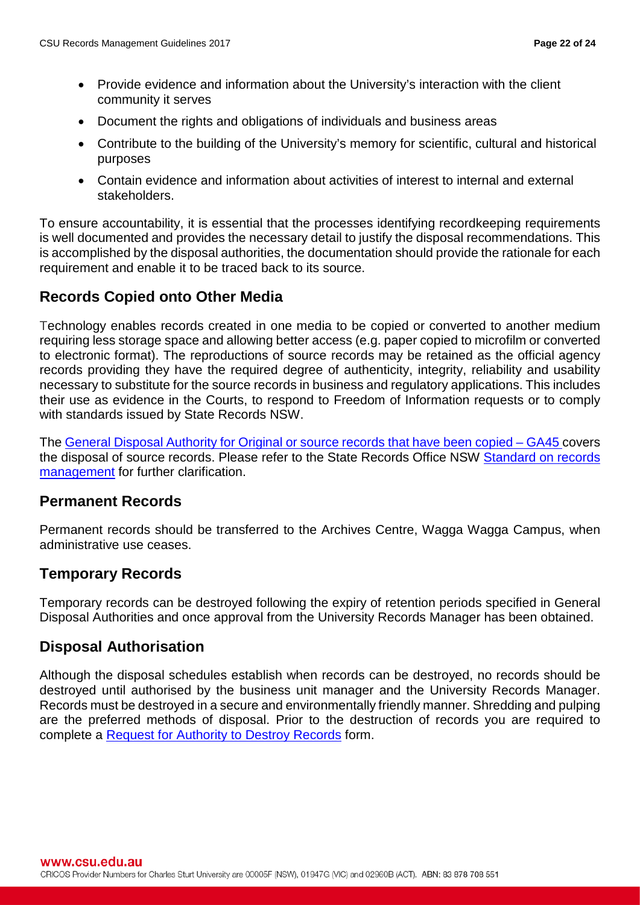- Provide evidence and information about the University's interaction with the client community it serves
- Document the rights and obligations of individuals and business areas
- Contribute to the building of the University's memory for scientific, cultural and historical purposes
- Contain evidence and information about activities of interest to internal and external stakeholders.

To ensure accountability, it is essential that the processes identifying recordkeeping requirements is well documented and provides the necessary detail to justify the disposal recommendations. This is accomplished by the disposal authorities, the documentation should provide the rationale for each requirement and enable it to be traced back to its source.

## Records Copied onto Other Media

Technology enables records created in one media to be copied or converted to another medium requiring less storage space and allowing better access (e.g. paper copied to microfilm or converted to electronic format). The reproductions of source records may be retained as the official agency records providing they have the required degree of authenticity, integrity, reliability and usability necessary to substitute for the source records in business and regulatory applications. This includes their use as evidence in the Courts, to respond to Freedom of Information requests or to comply with standards issued by State Records NSW.

The General Disposal Authority for Original or source records that have been copied – GA45 covers the disposal of source records. Please refer to the State Records Office NSW Standard on records management for further clarification.

## Permanent Records

Permanent records should be transferred to the Archives Centre, Wagga Wagga Campus, when administrative use ceases.

## Temporary Records

Temporary records can be destroyed following the expiry of retention periods specified in General Disposal Authorities and once approval from the University Records Manager has been obtained.

## Disposal Authorisation

Although the disposal schedules establish when records can be destroyed, no records should be destroyed until authorised by the business unit manager and the University Records Manager. Records must be destroyed in a secure and environmentally friendly manner. Shredding and pulping are the preferred methods of disposal. Prior to the destruction of records you are required to complete a Request for Authority to Destroy Records form.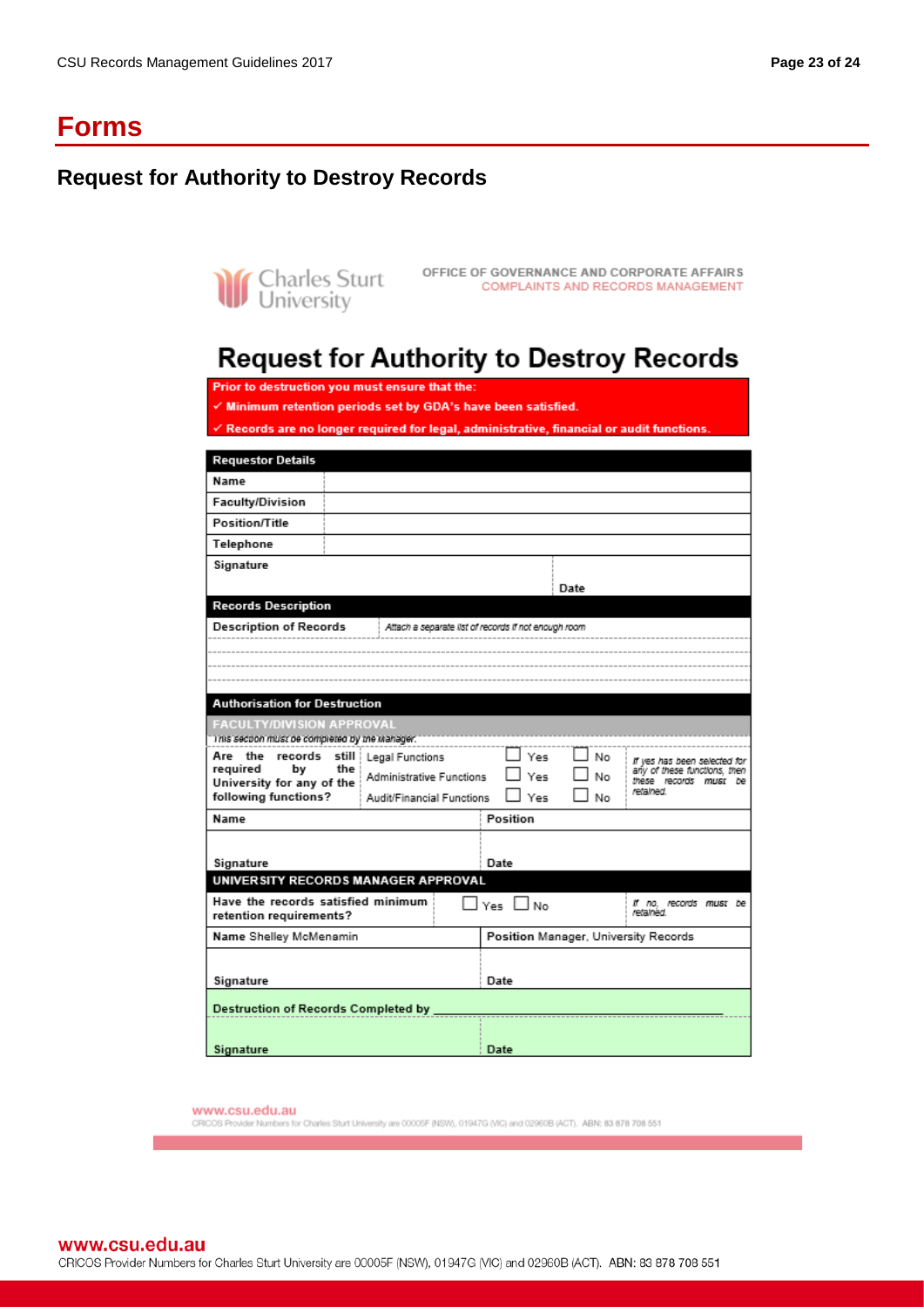# Forms

## Request for Authority to Destroy Records

Charles Sturt University

OFFICE OF GOVERNANCE AND CORPORATE AFFAIRS
COMPLAINTS AND RECORDS MANAGEMENT

# Request for Authority to Destroy Records

**Prior to destruction you must ensure that the:**

- ✓ **Minimum retention periods set by GDA's have been satisfied.**
- ✓ **Records are no longer required for legal, administrative, financial or audit functions.**

| **Requestor Details** | | | |
|---|---|---|---|
| **Name** | | | |
| **Faculty/Division** | | | |
| **Position/Title** | | | |
| **Telephone** | | | |
| **Signature** | | **Date** | |

| **Records Description** | |
|---|---|
| **Description of Records** | *Attach a separate list of records if not enough room* |
| | |
| | |
| | |

**Authorisation for Destruction**

**FACULTY/DIVISION APPROVAL**

*This section must be completed by the Manager.*

| **Are the records still required by the University for any of the following functions?** | Legal Functions | ☐ Yes | ☐ No | *If yes has been selected for any of these functions, then these records must be retained.* |
|---|---|---|---|---|
| | Administrative Functions | ☐ Yes | ☐ No | |
| | Audit/Financial Functions | ☐ Yes | ☐ No | |

| **Name** | **Position** |
|---|---|
| **Signature** | **Date** |

**UNIVERSITY RECORDS MANAGER APPROVAL**

| **Have the records satisfied minimum retention requirements?** | ☐ Yes ☐ No | *If no, records must be retained.* |
|---|---|---|

| **Name** Shelley McMenamin | **Position** Manager, University Records |
|---|---|
| **Signature** | **Date** |

| **Destruction of Records Completed by** ________________ | |
|---|---|
| **Signature** | **Date** |

www.csu.edu.au
CRICOS Provider Numbers for Charles Sturt University are 00005F (NSW), 01947G (VIC) and 02960B (ACT). ABN: 83 878 708 551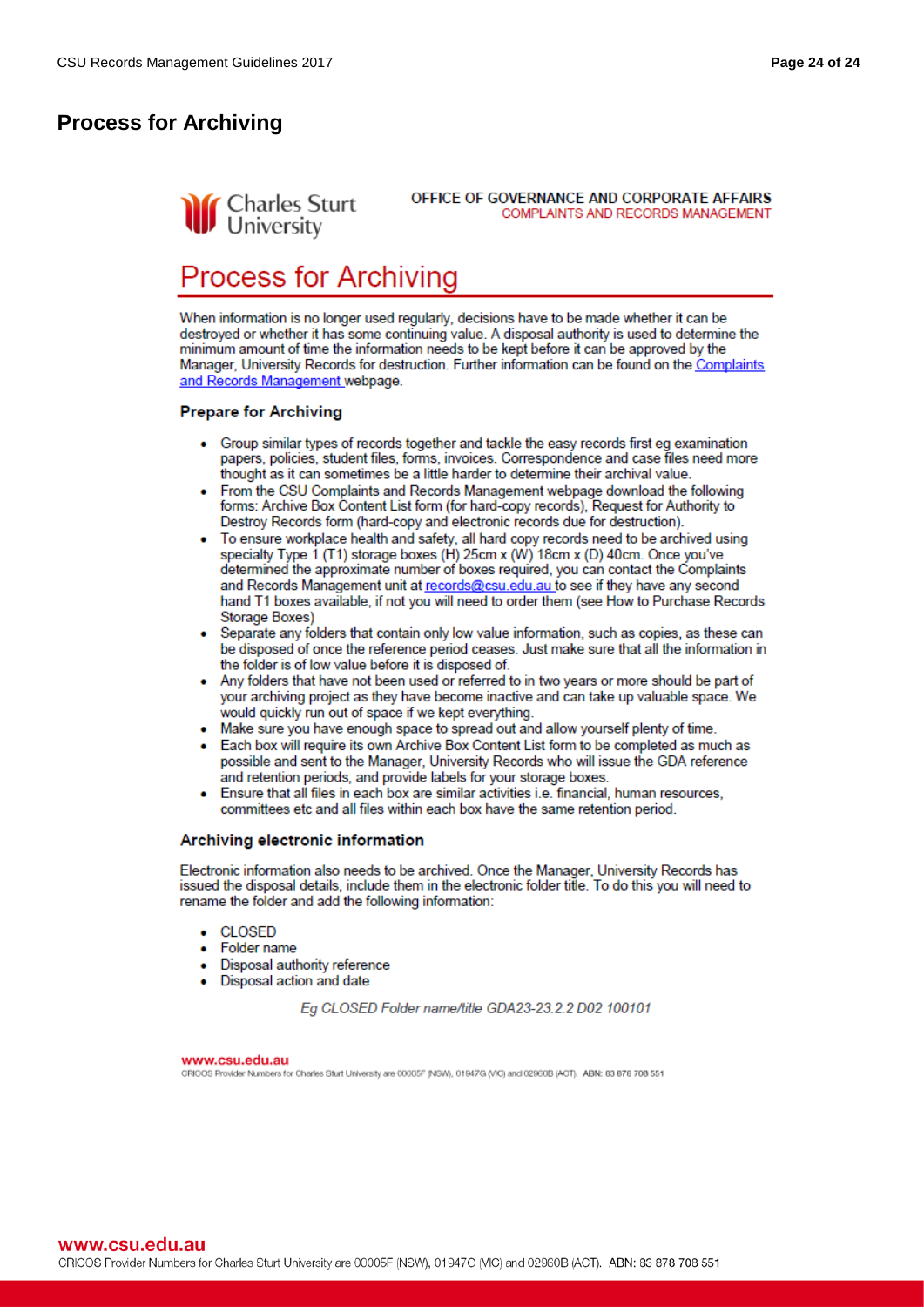# Process for Archiving

OFFICE OF GOVERNANCE AND CORPORATE AFFAIRS
COMPLAINTS AND RECORDS MANAGEMENT

## Process for Archiving

When information is no longer used regularly, decisions have to be made whether it can be destroyed or whether it has some continuing value. A disposal authority is used to determine the minimum amount of time the information needs to be kept before it can be approved by the Manager, University Records for destruction. Further information can be found on the Complaints and Records Management webpage.

### Prepare for Archiving

- Group similar types of records together and tackle the easy records first eg examination papers, policies, student files, forms, invoices. Correspondence and case files need more thought as it can sometimes be a little harder to determine their archival value.
- From the CSU Complaints and Records Management webpage download the following forms: Archive Box Content List form (for hard-copy records), Request for Authority to Destroy Records form (hard-copy and electronic records due for destruction).
- To ensure workplace health and safety, all hard copy records need to be archived using specialty Type 1 (T1) storage boxes (H) 25cm x (W) 18cm x (D) 40cm. Once you've determined the approximate number of boxes required, you can contact the Complaints and Records Management unit at records@csu.edu.au to see if they have any second hand T1 boxes available, if not you will need to order them (see How to Purchase Records Storage Boxes)
- Separate any folders that contain only low value information, such as copies, as these can be disposed of once the reference period ceases. Just make sure that all the information in the folder is of low value before it is disposed of.
- Any folders that have not been used or referred to in two years or more should be part of your archiving project as they have become inactive and can take up valuable space. We would quickly run out of space if we kept everything.
- Make sure you have enough space to spread out and allow yourself plenty of time.
- Each box will require its own Archive Box Content List form to be completed as much as possible and sent to the Manager, University Records who will issue the GDA reference and retention periods, and provide labels for your storage boxes.
- Ensure that all files in each box are similar activities i.e. financial, human resources, committees etc and all files within each box have the same retention period.

### Archiving electronic information

Electronic information also needs to be archived. Once the Manager, University Records has issued the disposal details, include them in the electronic folder title. To do this you will need to rename the folder and add the following information:

- CLOSED
- Folder name
- Disposal authority reference
- Disposal action and date

*Eg CLOSED Folder name/title GDA23-23.2.2 D02 100101*

www.csu.edu.au
CRICOS Provider Numbers for Charles Sturt University are 00005F (NSW), 01947G (VIC) and 02960B (ACT). ABN: 83 878 708 551